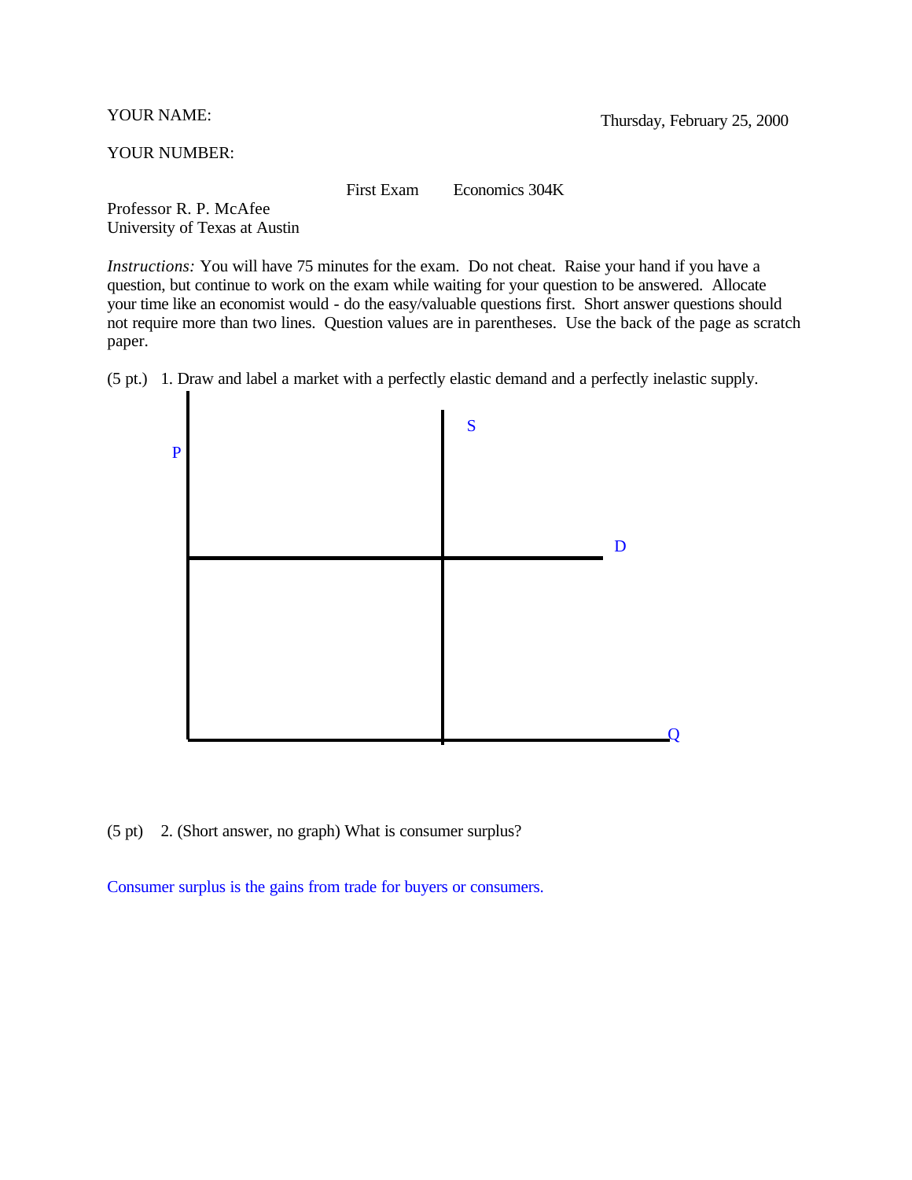YOUR NAME: Thursday, February 25, 2000

YOUR NUMBER:

First Exam Economics 304K

Professor R. P. McAfee
University of Texas at Austin

*Instructions:* You will have 75 minutes for the exam. Do not cheat. Raise your hand if you have a question, but continue to work on the exam while waiting for your question to be answered. Allocate your time like an economist would - do the easy/valuable questions first. Short answer questions should not require more than two lines. Question values are in parentheses. Use the back of the page as scratch paper.

(5 pt.) 1. Draw and label a market with a perfectly elastic demand and a perfectly inelastic supply.

P S D Q

(5 pt) 2. (Short answer, no graph) What is consumer surplus?

Consumer surplus is the gains from trade for buyers or consumers.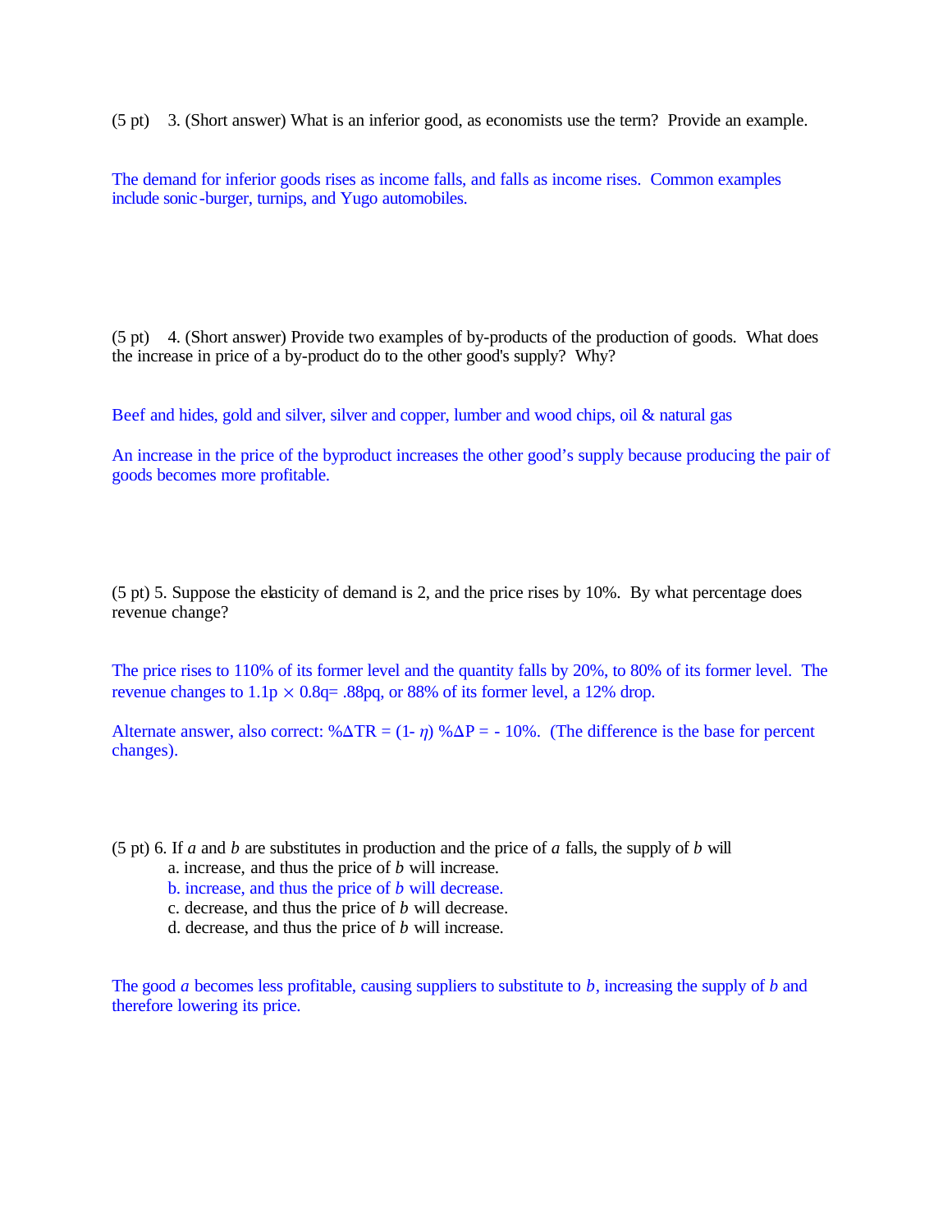(5 pt) 3. (Short answer) What is an inferior good, as economists use the term? Provide an example.

The demand for inferior goods rises as income falls, and falls as income rises. Common examples include sonic-burger, turnips, and Yugo automobiles.

(5 pt) 4. (Short answer) Provide two examples of by-products of the production of goods. What does the increase in price of a by-product do to the other good's supply? Why?

Beef and hides, gold and silver, silver and copper, lumber and wood chips, oil & natural gas

An increase in the price of the byproduct increases the other good's supply because producing the pair of goods becomes more profitable.

(5 pt) 5. Suppose the elasticity of demand is 2, and the price rises by 10%. By what percentage does revenue change?

The price rises to 110% of its former level and the quantity falls by 20%, to 80% of its former level. The revenue changes to $1.1p \times 0.8q = .88pq$, or 88% of its former level, a 12% drop.

Alternate answer, also correct: $\%\Delta TR = (1-\eta)\ \%\Delta P = -10\%$. (The difference is the base for percent changes).

(5 pt) 6. If *a* and *b* are substitutes in production and the price of *a* falls, the supply of *b* will

a. increase, and thus the price of *b* will increase.
b. increase, and thus the price of *b* will decrease.
c. decrease, and thus the price of *b* will decrease.
d. decrease, and thus the price of *b* will increase.

The good *a* becomes less profitable, causing suppliers to substitute to *b*, increasing the supply of *b* and therefore lowering its price.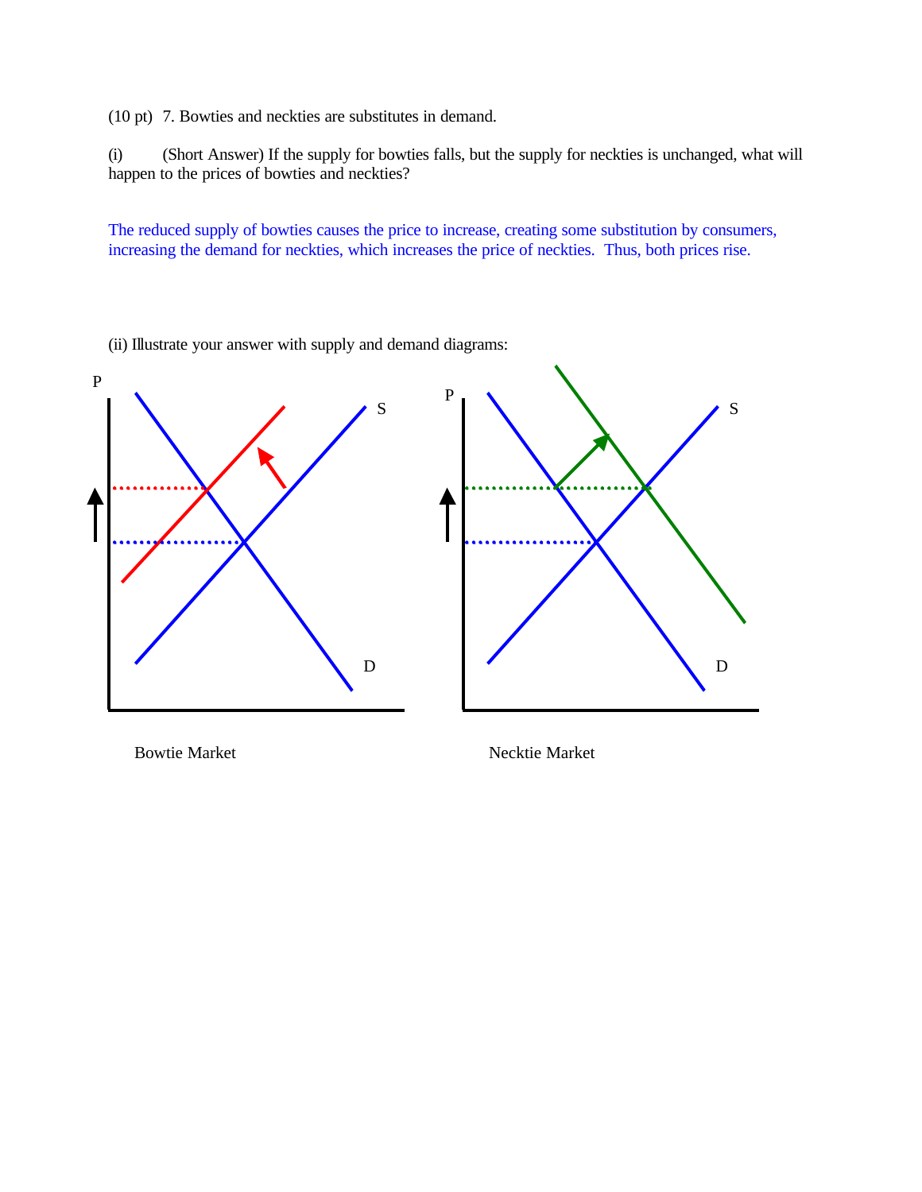(10 pt) 7. Bowties and neckties are substitutes in demand.

(i) (Short Answer) If the supply for bowties falls, but the supply for neckties is unchanged, what will happen to the prices of bowties and neckties?

The reduced supply of bowties causes the price to increase, creating some substitution by consumers, increasing the demand for neckties, which increases the price of neckties. Thus, both prices rise.

(ii) Illustrate your answer with supply and demand diagrams:

P

S

D

Bowtie Market

P

S

D

Necktie Market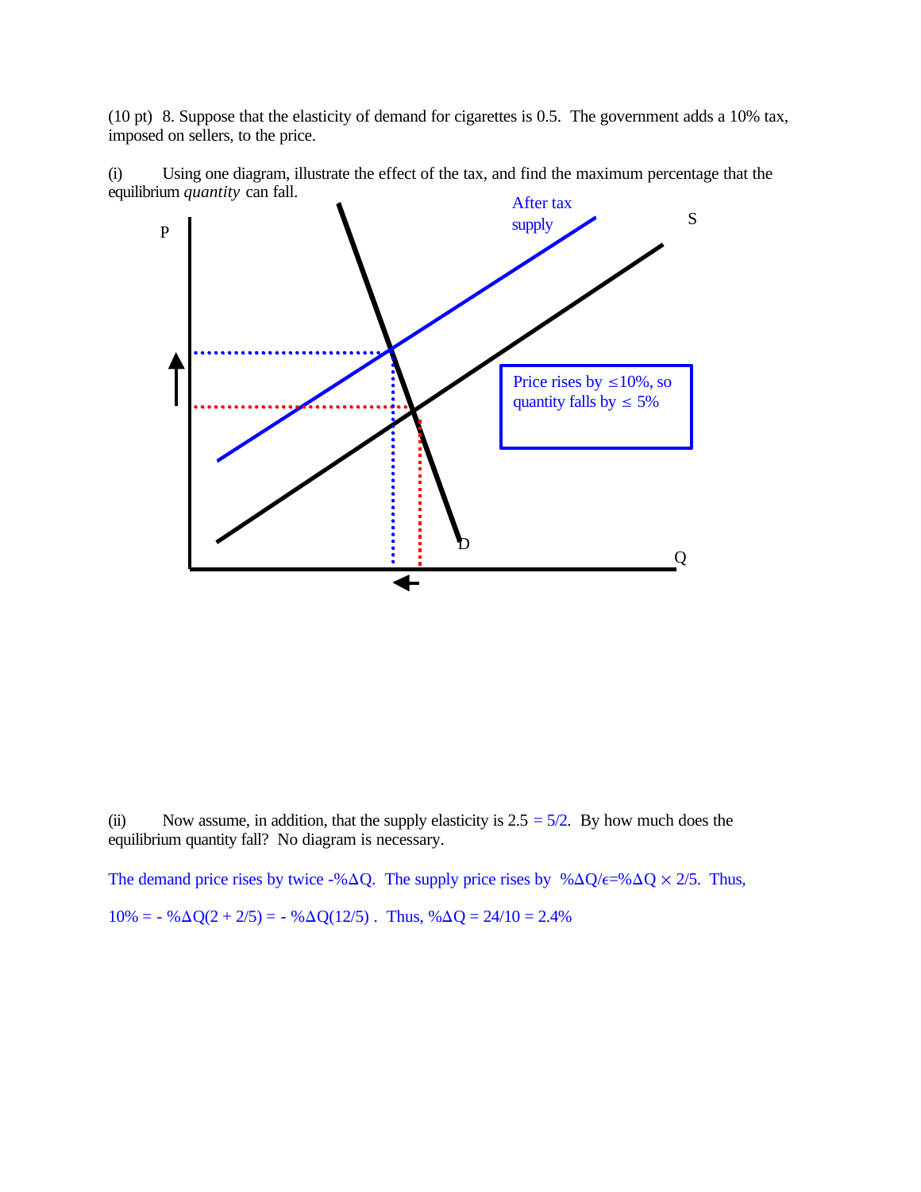(10 pt) 8. Suppose that the elasticity of demand for cigarettes is 0.5. The government adds a 10% tax, imposed on sellers, to the price.

(i) Using one diagram, illustrate the effect of the tax, and find the maximum percentage that the equilibrium *quantity* can fall.

After tax supply

S

P

Price rises by ≤10%, so quantity falls by ≤ 5%

D

Q

(ii) Now assume, in addition, that the supply elasticity is 2.5 = 5/2. By how much does the equilibrium quantity fall? No diagram is necessary.

The demand price rises by twice -%ΔQ. The supply price rises by $\%\Delta Q/\epsilon = \%\Delta Q \times 2/5$. Thus,

$10\% = -\%\Delta Q(2 + 2/5) = -\%\Delta Q(12/5)$ . Thus, $\%\Delta Q = 24/10 = 2.4\%$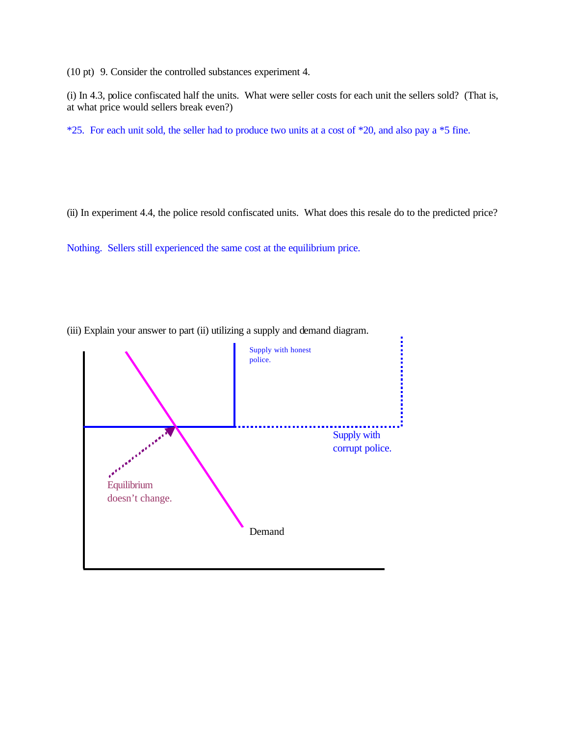(10 pt) 9. Consider the controlled substances experiment 4.

(i) In 4.3, police confiscated half the units. What were seller costs for each unit the sellers sold? (That is, at what price would sellers break even?)

*25. For each unit sold, the seller had to produce two units at a cost of *20, and also pay a *5 fine.

(ii) In experiment 4.4, the police resold confiscated units. What does this resale do to the predicted price?

Nothing. Sellers still experienced the same cost at the equilibrium price.

(iii) Explain your answer to part (ii) utilizing a supply and demand diagram.

Supply with honest police.

Supply with corrupt police.

Equilibrium doesn't change.

Demand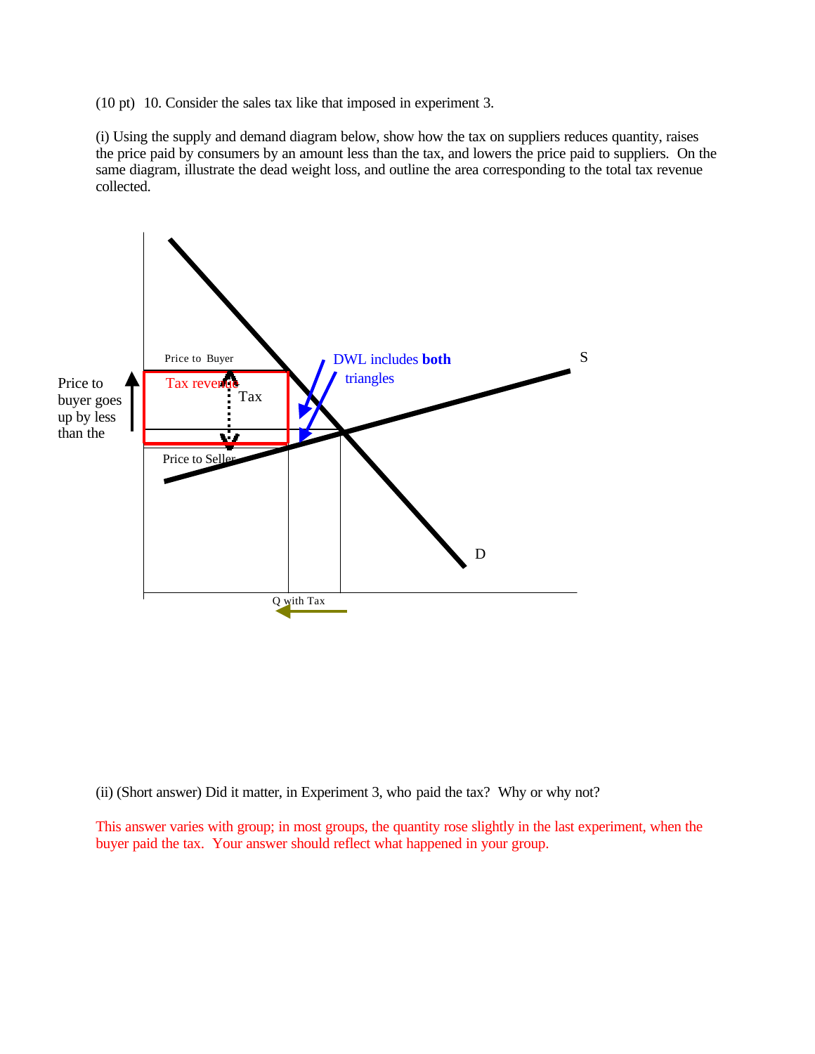(10 pt) 10. Consider the sales tax like that imposed in experiment 3.

(i) Using the supply and demand diagram below, show how the tax on suppliers reduces quantity, raises the price paid by consumers by an amount less than the tax, and lowers the price paid to suppliers. On the same diagram, illustrate the dead weight loss, and outline the area corresponding to the total tax revenue collected.

Price to Buyer

Tax revenue

Tax

DWL includes **both** triangles

S

Price to buyer goes up by less than the

Price to Seller

D

Q with Tax

(ii) (Short answer) Did it matter, in Experiment 3, who paid the tax? Why or why not?

This answer varies with group; in most groups, the quantity rose slightly in the last experiment, when the buyer paid the tax. Your answer should reflect what happened in your group.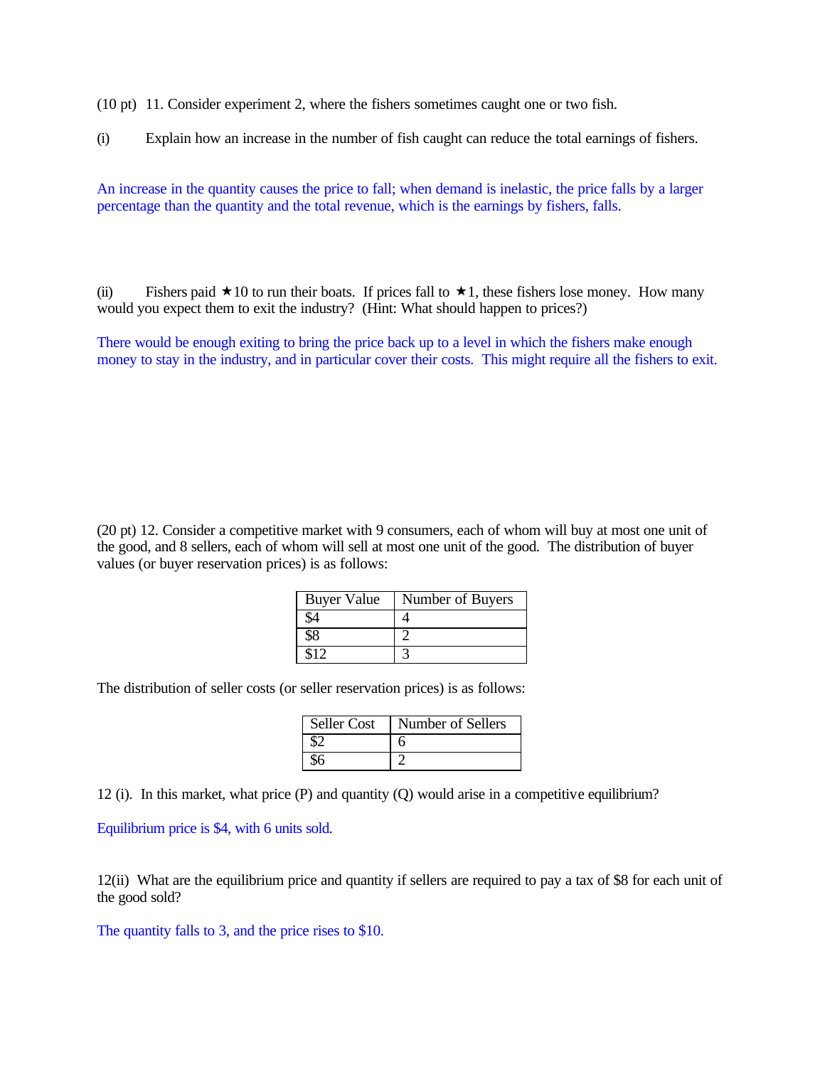(10 pt) 11. Consider experiment 2, where the fishers sometimes caught one or two fish.

(i) Explain how an increase in the number of fish caught can reduce the total earnings of fishers.

An increase in the quantity causes the price to fall; when demand is inelastic, the price falls by a larger percentage than the quantity and the total revenue, which is the earnings by fishers, falls.

(ii) Fishers paid ★10 to run their boats. If prices fall to ★1, these fishers lose money. How many would you expect them to exit the industry? (Hint: What should happen to prices?)

There would be enough exiting to bring the price back up to a level in which the fishers make enough money to stay in the industry, and in particular cover their costs. This might require all the fishers to exit.

(20 pt) 12. Consider a competitive market with 9 consumers, each of whom will buy at most one unit of the good, and 8 sellers, each of whom will sell at most one unit of the good. The distribution of buyer values (or buyer reservation prices) is as follows:

| Buyer Value | Number of Buyers |
|---|---|
| $4 | 4 |
| $8 | 2 |
| $12 | 3 |

The distribution of seller costs (or seller reservation prices) is as follows:

| Seller Cost | Number of Sellers |
|---|---|
| $2 | 6 |
| $6 | 2 |

12 (i). In this market, what price (P) and quantity (Q) would arise in a competitive equilibrium?

Equilibrium price is $4, with 6 units sold.

12(ii) What are the equilibrium price and quantity if sellers are required to pay a tax of $8 for each unit of the good sold?

The quantity falls to 3, and the price rises to $10.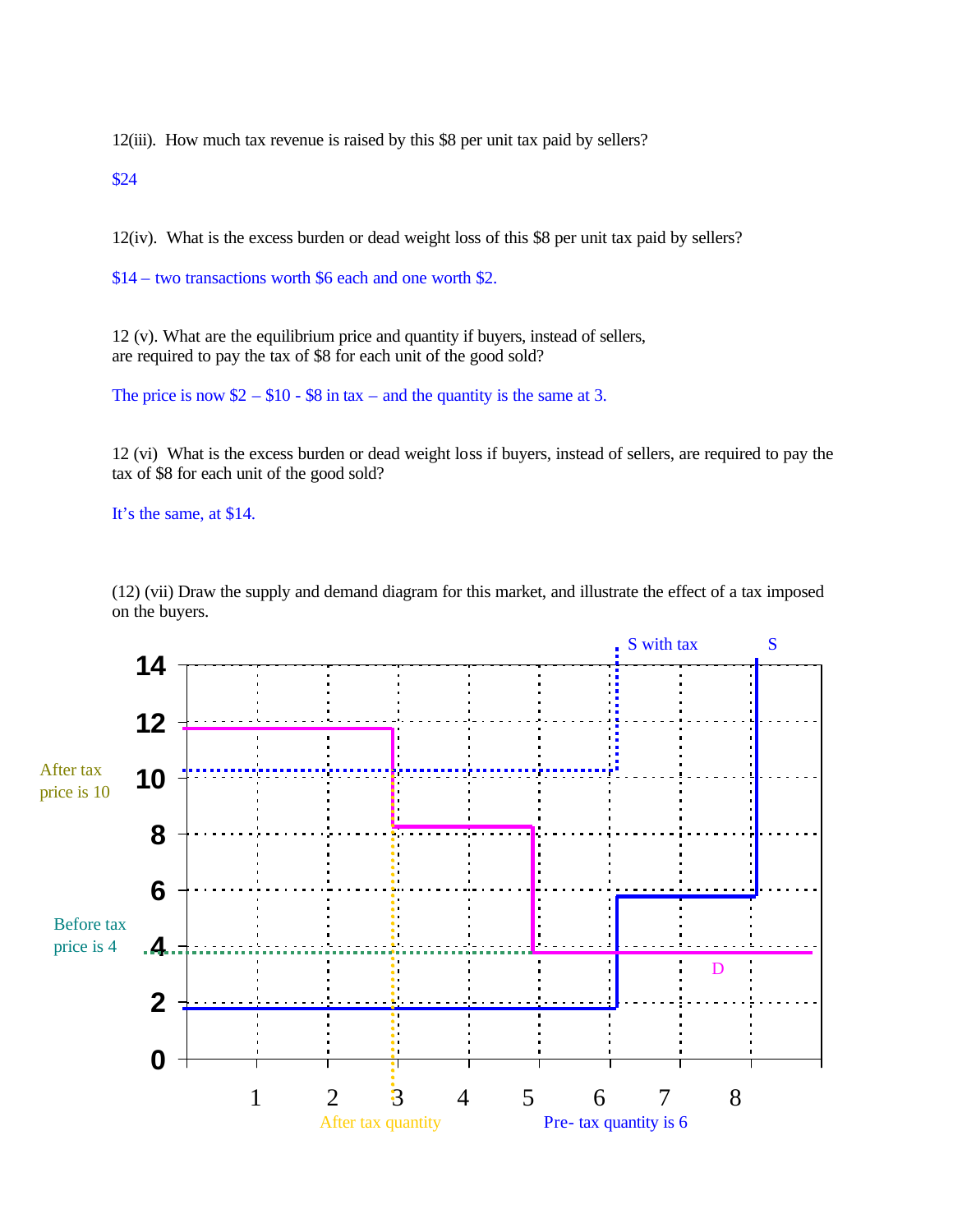12(iii). How much tax revenue is raised by this $8 per unit tax paid by sellers?

$24

12(iv). What is the excess burden or dead weight loss of this $8 per unit tax paid by sellers?

$14 – two transactions worth $6 each and one worth $2.

12 (v). What are the equilibrium price and quantity if buyers, instead of sellers, are required to pay the tax of $8 for each unit of the good sold?

The price is now $2 – $10 - $8 in tax – and the quantity is the same at 3.

12 (vi) What is the excess burden or dead weight loss if buyers, instead of sellers, are required to pay the tax of $8 for each unit of the good sold?

It's the same, at $14.

(12) (vii) Draw the supply and demand diagram for this market, and illustrate the effect of a tax imposed on the buyers.

S with tax

S

14

12

After tax price is 10

10

8

6

Before tax price is 4

4

2

0

D

1 2 3 4 5 6 7 8

After tax quantity

Pre- tax quantity is 6